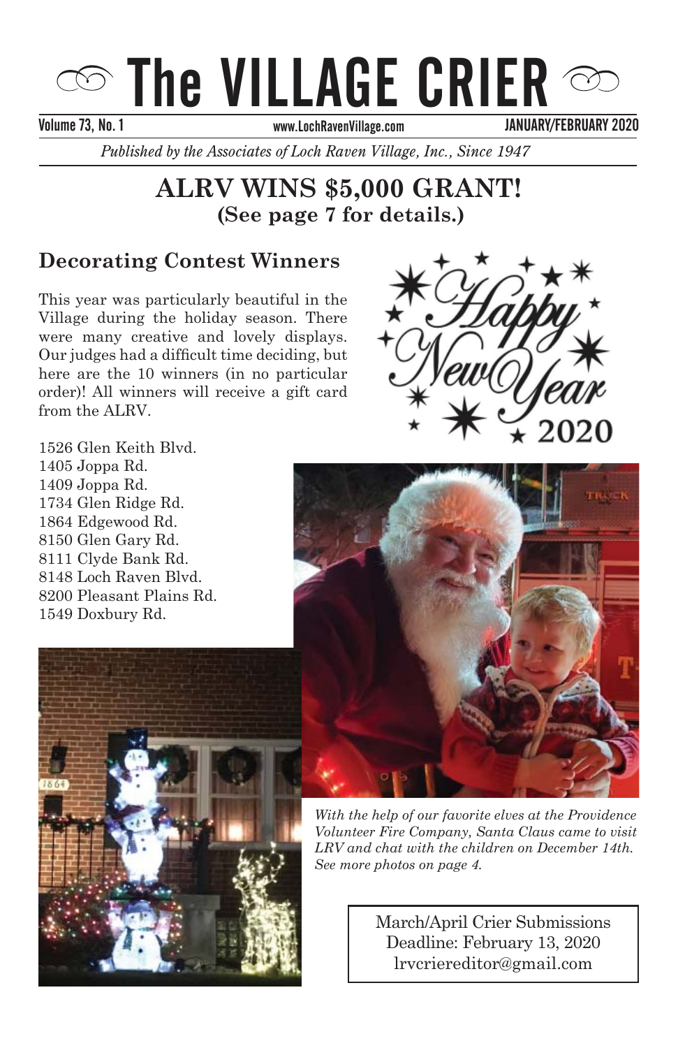# The VILLAGE CRIER

Volume 73, No. 1 www.LochRavenVillage.com JANUARY/FEBRUARY 2020

*Published by the Associates of Loch Raven Village, Inc., Since 1947*

## ALRV WINS $5,000 GRANT!
**(See page 7 for details.)**

## Decorating Contest Winners

This year was particularly beautiful in the Village during the holiday season. There were many creative and lovely displays. Our judges had a difficult time deciding, but here are the 10 winners (in no particular order)! All winners will receive a gift card from the ALRV.

1526 Glen Keith Blvd.
1405 Joppa Rd.
1409 Joppa Rd.
1734 Glen Ridge Rd.
1864 Edgewood Rd.
8150 Glen Gary Rd.
8111 Clyde Bank Rd.
8148 Loch Raven Blvd.
8200 Pleasant Plains Rd.
1549 Doxbury Rd.

Happy New Year 2020

*With the help of our favorite elves at the Providence Volunteer Fire Company, Santa Claus came to visit LRV and chat with the children on December 14th. See more photos on page 4.*

March/April Crier Submissions
Deadline: February 13, 2020
lrvcriereditor@gmail.com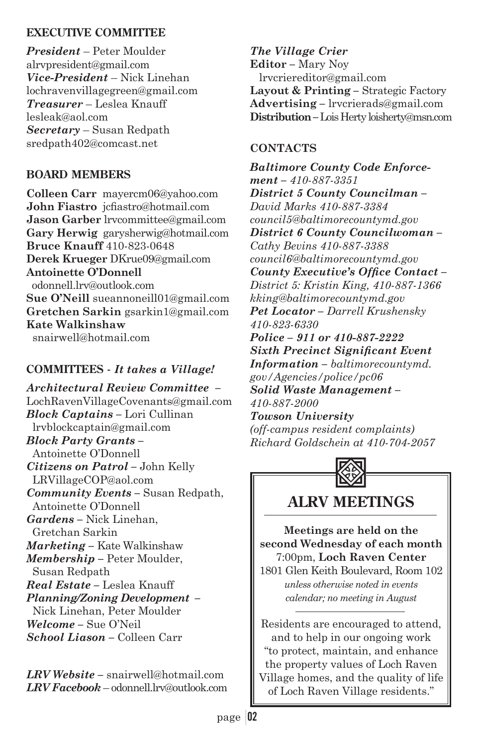## EXECUTIVE COMMITTEE

***President*** – Peter Moulder
alrvpresident@gmail.com
***Vice-President*** – Nick Linehan
lochravenvillagegreen@gmail.com
***Treasurer*** – Leslea Knauff
lesleak@aol.com
***Secretary*** – Susan Redpath
sredpath402@comcast.net

## BOARD MEMBERS

**Colleen Carr** mayercm06@yahoo.com
**John Fiastro** jcfiastro@hotmail.com
**Jason Garber** lrvcommittee@gmail.com
**Gary Herwig** garysherwig@hotmail.com
**Bruce Knauff** 410-823-0648
**Derek Krueger** DKrue09@gmail.com
**Antoinette O'Donnell** odonnell.lrv@outlook.com
**Sue O'Neill** sueannoneill01@gmail.com
**Gretchen Sarkin** gsarkin1@gmail.com
**Kate Walkinshaw** snairwell@hotmail.com

## COMMITTEES - *It takes a Village!*

***Architectural Review Committee*** – LochRavenVillageCovenants@gmail.com
***Block Captains*** – Lori Cullinan lrvblockcaptain@gmail.com
***Block Party Grants*** – Antoinette O'Donnell
***Citizens on Patrol*** – John Kelly LRVillageCOP@aol.com
***Community Events*** – Susan Redpath, Antoinette O'Donnell
***Gardens*** – Nick Linehan, Gretchan Sarkin
***Marketing*** – Kate Walkinshaw
***Membership*** – Peter Moulder, Susan Redpath
***Real Estate*** – Leslea Knauff
***Planning/Zoning Development*** – Nick Linehan, Peter Moulder
***Welcome*** – Sue O'Neil
***School Liason*** – Colleen Carr

***LRV Website*** – snairwell@hotmail.com
***LRV Facebook*** – odonnell.lrv@outlook.com

***The Village Crier***
**Editor** – Mary Noy lrvcriereditor@gmail.com
**Layout & Printing** – Strategic Factory
**Advertising** – lrvcrierads@gmail.com
**Distribution** – Lois Herty loisherty@msn.com

## CONTACTS

***Baltimore County Code Enforcement*** *– 410-887-3351*
***District 5 County Councilman*** *– David Marks 410-887-3384 council5@baltimorecountymd.gov*
***District 6 County Councilwoman*** *– Cathy Bevins 410-887-3388 council6@baltimorecountymd.gov*
***County Executive's Office Contact*** *– District 5: Kristin King, 410-887-1366 kking@baltimorecountymd.gov*
***Pet Locator*** *– Darrell Krushensky 410-823-6330*
***Police – 911 or 410-887-2222***
***Sixth Precinct Significant Event Information*** *– baltimorecountymd.gov/Agencies/police/pc06*
***Solid Waste Management*** *– 410-887-2000*
***Towson University*** *(off-campus resident complaints) Richard Goldschein at 410-704-2057*

## ALRV MEETINGS

**Meetings are held on the second Wednesday of each month**
7:00pm, **Loch Raven Center**
1801 Glen Keith Boulevard, Room 102
*unless otherwise noted in events calendar; no meeting in August*

Residents are encouraged to attend, and to help in our ongoing work "to protect, maintain, and enhance the property values of Loch Raven Village homes, and the quality of life of Loch Raven Village residents."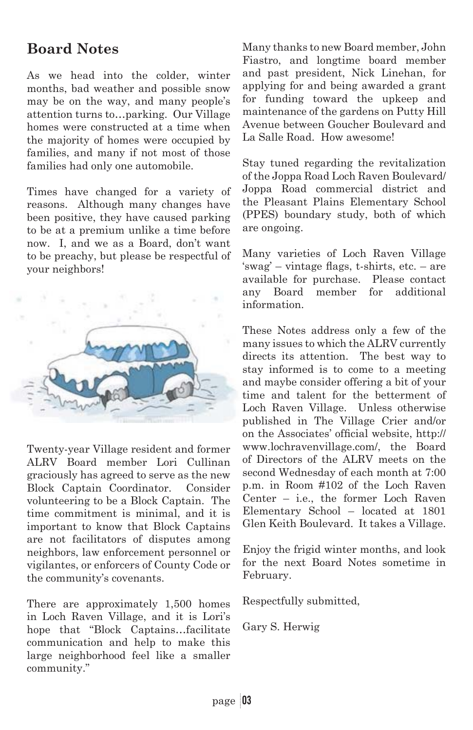## Board Notes

As we head into the colder, winter months, bad weather and possible snow may be on the way, and many people's attention turns to…parking. Our Village homes were constructed at a time when the majority of homes were occupied by families, and many if not most of those families had only one automobile.

Times have changed for a variety of reasons. Although many changes have been positive, they have caused parking to be at a premium unlike a time before now. I, and we as a Board, don't want to be preachy, but please be respectful of your neighbors!

Twenty-year Village resident and former ALRV Board member Lori Cullinan graciously has agreed to serve as the new Block Captain Coordinator. Consider volunteering to be a Block Captain. The time commitment is minimal, and it is important to know that Block Captains are not facilitators of disputes among neighbors, law enforcement personnel or vigilantes, or enforcers of County Code or the community's covenants.

There are approximately 1,500 homes in Loch Raven Village, and it is Lori's hope that "Block Captains…facilitate communication and help to make this large neighborhood feel like a smaller community."

Many thanks to new Board member, John Fiastro, and longtime board member and past president, Nick Linehan, for applying for and being awarded a grant for funding toward the upkeep and maintenance of the gardens on Putty Hill Avenue between Goucher Boulevard and La Salle Road. How awesome!

Stay tuned regarding the revitalization of the Joppa Road Loch Raven Boulevard/ Joppa Road commercial district and the Pleasant Plains Elementary School (PPES) boundary study, both of which are ongoing.

Many varieties of Loch Raven Village 'swag' – vintage flags, t-shirts, etc. – are available for purchase. Please contact any Board member for additional information.

These Notes address only a few of the many issues to which the ALRV currently directs its attention. The best way to stay informed is to come to a meeting and maybe consider offering a bit of your time and talent for the betterment of Loch Raven Village. Unless otherwise published in The Village Crier and/or on the Associates' official website, http://www.lochravenvillage.com/, the Board of Directors of the ALRV meets on the second Wednesday of each month at 7:00 p.m. in Room #102 of the Loch Raven Center – i.e., the former Loch Raven Elementary School – located at 1801 Glen Keith Boulevard. It takes a Village.

Enjoy the frigid winter months, and look for the next Board Notes sometime in February.

Respectfully submitted,

Gary S. Herwig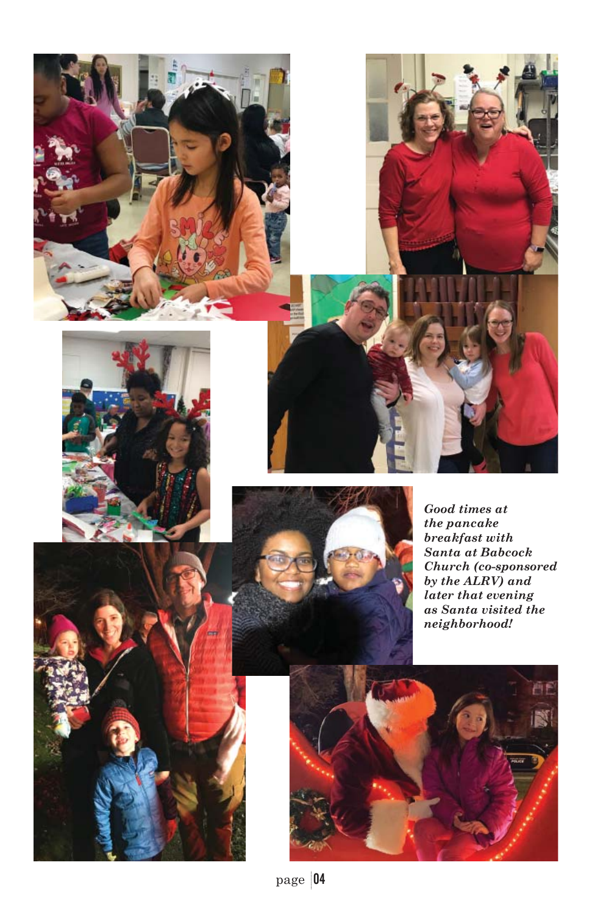*Good times at the pancake breakfast with Santa at Babcock Church (co-sponsored by the ALRV) and later that evening as Santa visited the neighborhood!*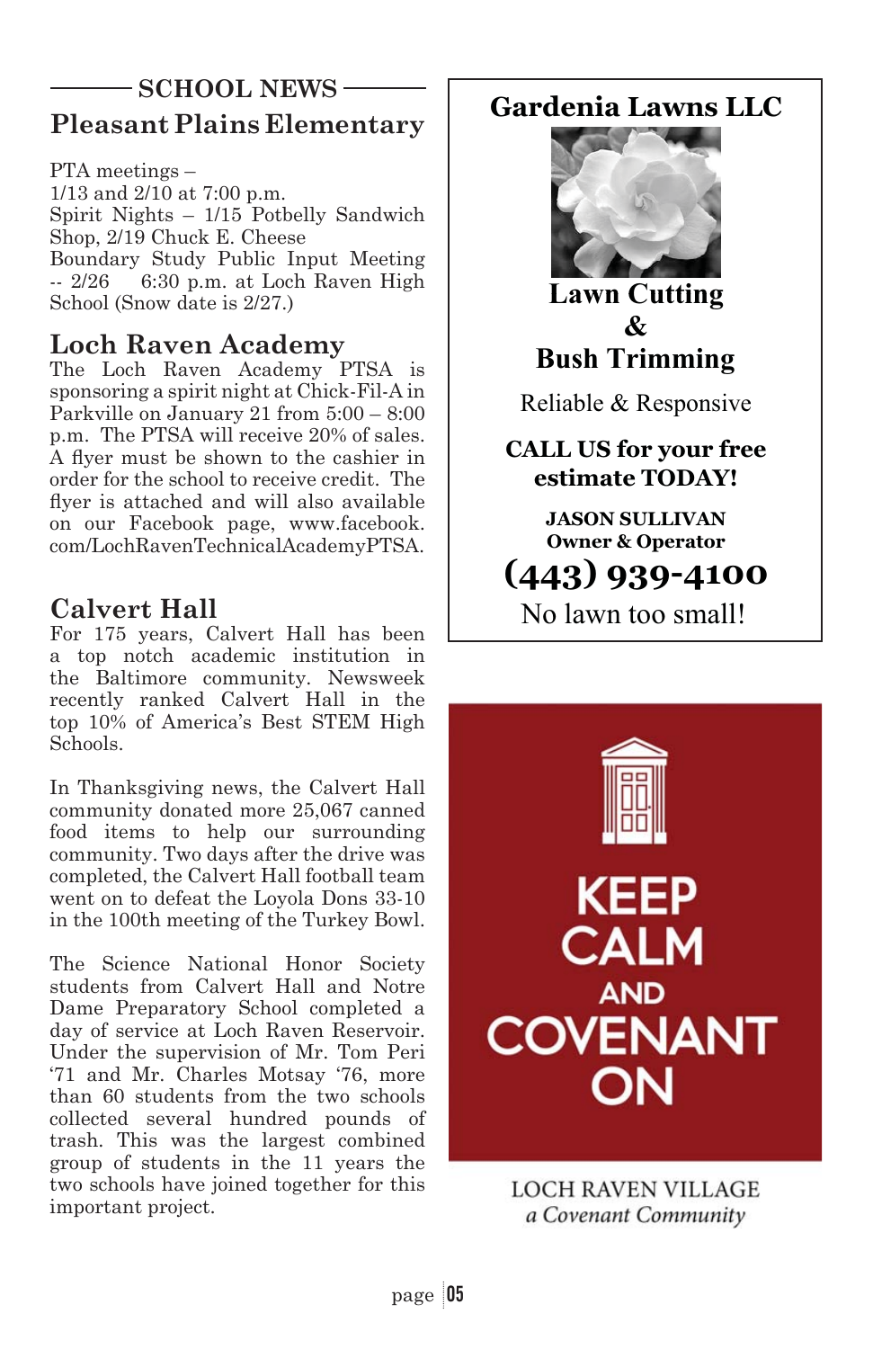## SCHOOL NEWS

### Pleasant Plains Elementary

PTA meetings – 1/13 and 2/10 at 7:00 p.m.
Spirit Nights – 1/15 Potbelly Sandwich Shop, 2/19 Chuck E. Cheese
Boundary Study Public Input Meeting -- 2/26 6:30 p.m. at Loch Raven High School (Snow date is 2/27.)

### Loch Raven Academy

The Loch Raven Academy PTSA is sponsoring a spirit night at Chick-Fil-A in Parkville on January 21 from 5:00 – 8:00 p.m. The PTSA will receive 20% of sales. A flyer must be shown to the cashier in order for the school to receive credit. The flyer is attached and will also available on our Facebook page, www.facebook.com/LochRavenTechnicalAcademyPTSA.

### Calvert Hall

For 175 years, Calvert Hall has been a top notch academic institution in the Baltimore community. Newsweek recently ranked Calvert Hall in the top 10% of America's Best STEM High Schools.

In Thanksgiving news, the Calvert Hall community donated more 25,067 canned food items to help our surrounding community. Two days after the drive was completed, the Calvert Hall football team went on to defeat the Loyola Dons 33-10 in the 100th meeting of the Turkey Bowl.

The Science National Honor Society students from Calvert Hall and Notre Dame Preparatory School completed a day of service at Loch Raven Reservoir. Under the supervision of Mr. Tom Peri '71 and Mr. Charles Motsay '76, more than 60 students from the two schools collected several hundred pounds of trash. This was the largest combined group of students in the 11 years the two schools have joined together for this important project.

---

**Gardenia Lawns LLC**

**Lawn Cutting & Bush Trimming**

Reliable & Responsive

**CALL US for your free estimate TODAY!**

**JASON SULLIVAN**
**Owner & Operator**

**(443) 939-4100**

No lawn too small!

---

KEEP CALM AND COVENANT ON

LOCH RAVEN VILLAGE
*a Covenant Community*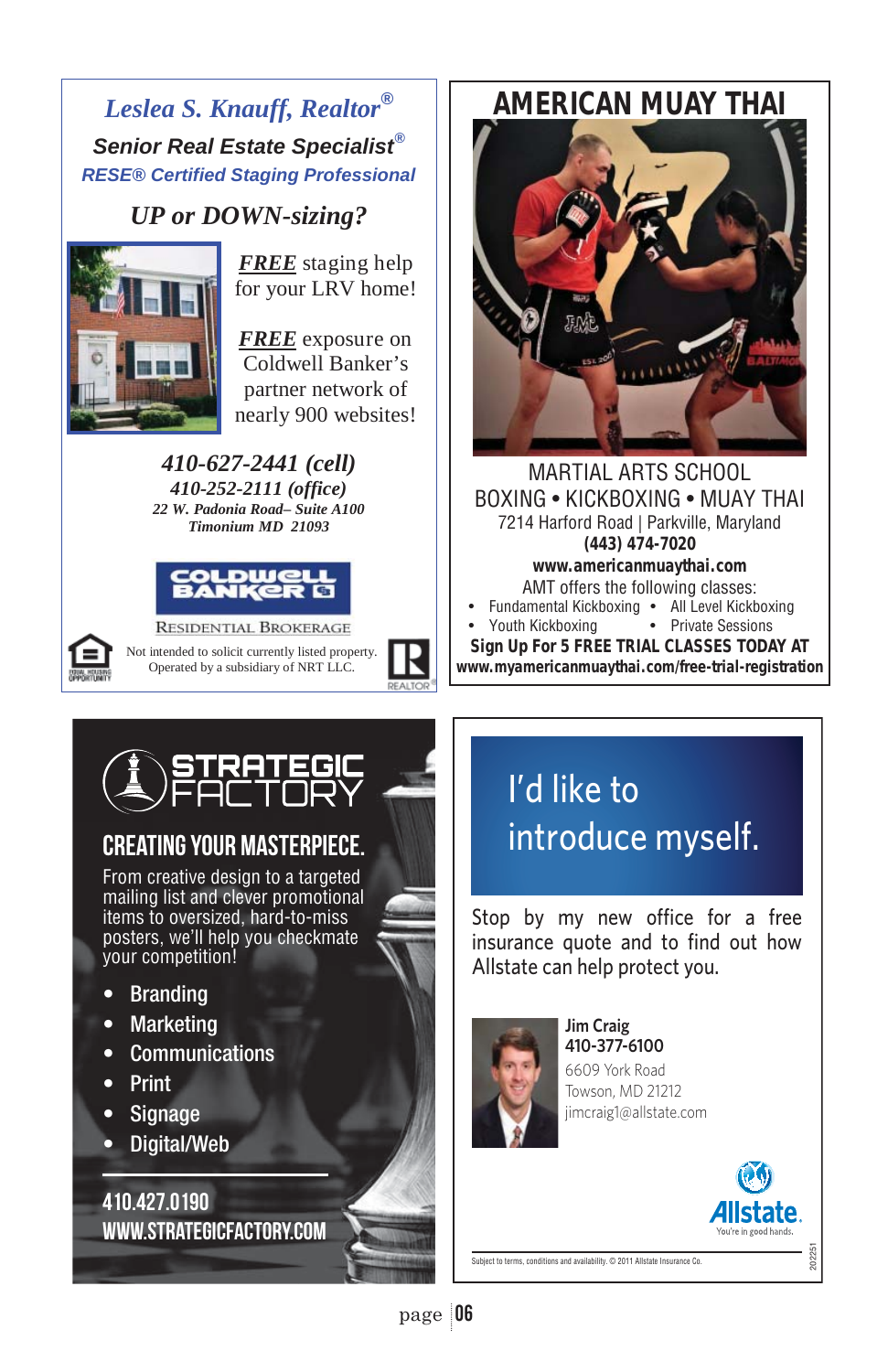## *Leslea S. Knauff, Realtor®*

***Senior Real Estate Specialist®***

***RESE® Certified Staging Professional***

### *UP or DOWN-sizing?*

***FREE*** staging help for your LRV home!

***FREE*** exposure on Coldwell Banker's partner network of nearly 900 websites!

***410-627-2441 (cell)***

***410-252-2111 (office)***

***22 W. Padonia Road– Suite A100***

***Timonium MD 21093***

COLDWELL BANKER

RESIDENTIAL BROKERAGE

Not intended to solicit currently listed property. Operated by a subsidiary of NRT LLC.

---

# AMERICAN MUAY THAI

MARTIAL ARTS SCHOOL

BOXING • KICKBOXING • MUAY THAI

7214 Harford Road | Parkville, Maryland

**(443) 474-7020**

**www.americanmuaythai.com**

AMT offers the following classes:

- Fundamental Kickboxing
- All Level Kickboxing
- Youth Kickboxing
- Private Sessions

**Sign Up For 5 FREE TRIAL CLASSES TODAY AT**

**www.myamericanmuaythai.com/free-trial-registration**

---

# STRATEGIC FACTORY

## CREATING YOUR MASTERPIECE.

From creative design to a targeted mailing list and clever promotional items to oversized, hard-to-miss posters, we'll help you checkmate your competition!

- Branding
- Marketing
- Communications
- Print
- Signage
- Digital/Web

**410.427.0190**

**WWW.STRATEGICFACTORY.COM**

---

## I'd like to introduce myself.

Stop by my new office for a free insurance quote and to find out how Allstate can help protect you.

**Jim Craig**

**410-377-6100**

6609 York Road

Towson, MD 21212

jimcraig1@allstate.com

Allstate. You're in good hands.

Subject to terms, conditions and availability. © 2011 Allstate Insurance Co.

202251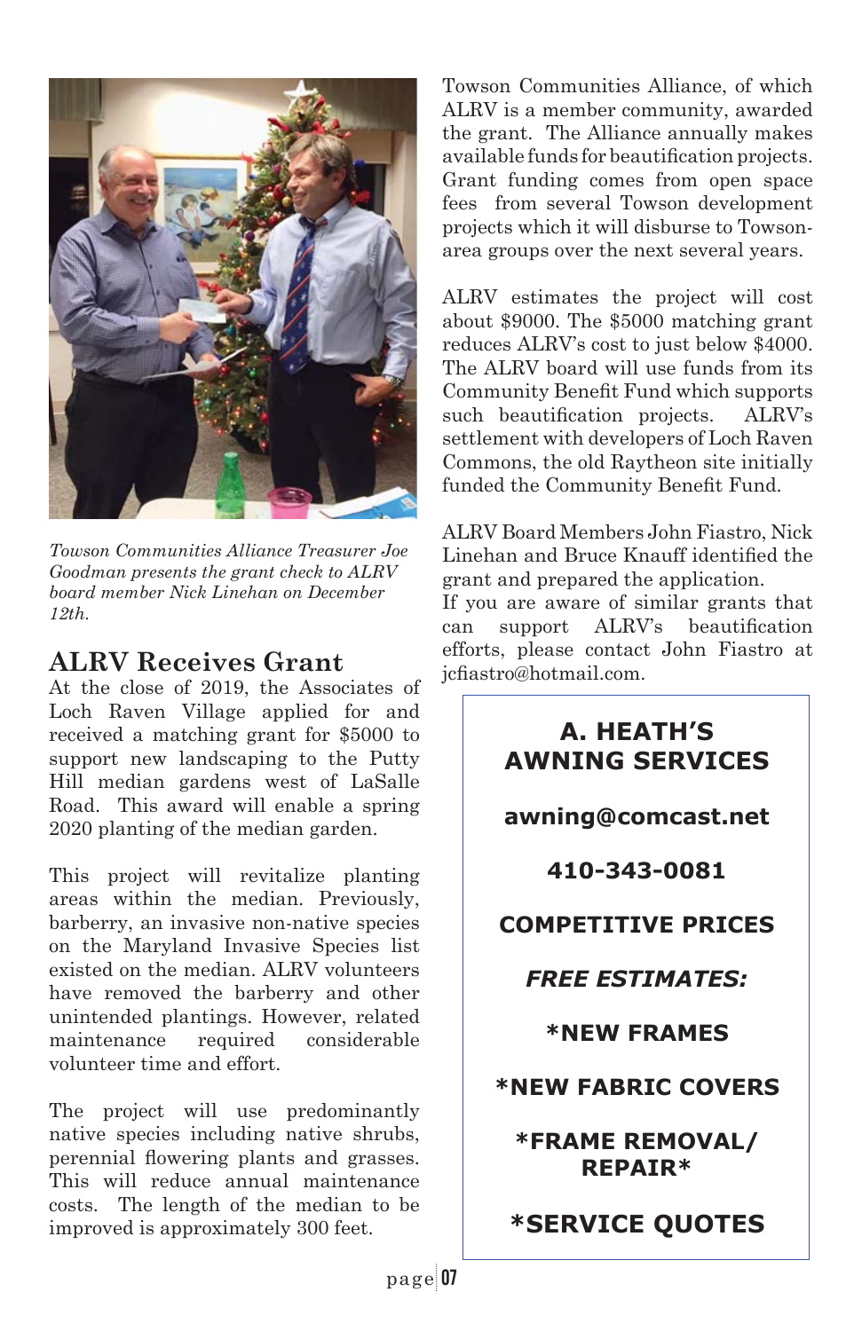*Towson Communities Alliance Treasurer Joe Goodman presents the grant check to ALRV board member Nick Linehan on December 12th.*

## ALRV Receives Grant

At the close of 2019, the Associates of Loch Raven Village applied for and received a matching grant for $5000 to support new landscaping to the Putty Hill median gardens west of LaSalle Road. This award will enable a spring 2020 planting of the median garden.

This project will revitalize planting areas within the median. Previously, barberry, an invasive non-native species on the Maryland Invasive Species list existed on the median. ALRV volunteers have removed the barberry and other unintended plantings. However, related maintenance required considerable volunteer time and effort.

The project will use predominantly native species including native shrubs, perennial flowering plants and grasses. This will reduce annual maintenance costs. The length of the median to be improved is approximately 300 feet.

Towson Communities Alliance, of which ALRV is a member community, awarded the grant. The Alliance annually makes available funds for beautification projects. Grant funding comes from open space fees from several Towson development projects which it will disburse to Towson-area groups over the next several years.

ALRV estimates the project will cost about $9000. The $5000 matching grant reduces ALRV's cost to just below $4000. The ALRV board will use funds from its Community Benefit Fund which supports such beautification projects. ALRV's settlement with developers of Loch Raven Commons, the old Raytheon site initially funded the Community Benefit Fund.

ALRV Board Members John Fiastro, Nick Linehan and Bruce Knauff identified the grant and prepared the application.
If you are aware of similar grants that can support ALRV's beautification efforts, please contact John Fiastro at jcfiastro@hotmail.com.

---

**A. HEATH'S AWNING SERVICES**

**awning@comcast.net**

**410-343-0081**

**COMPETITIVE PRICES**

***FREE ESTIMATES:***

**\*NEW FRAMES**

**\*NEW FABRIC COVERS**

**\*FRAME REMOVAL/ REPAIR\***

**\*SERVICE QUOTES**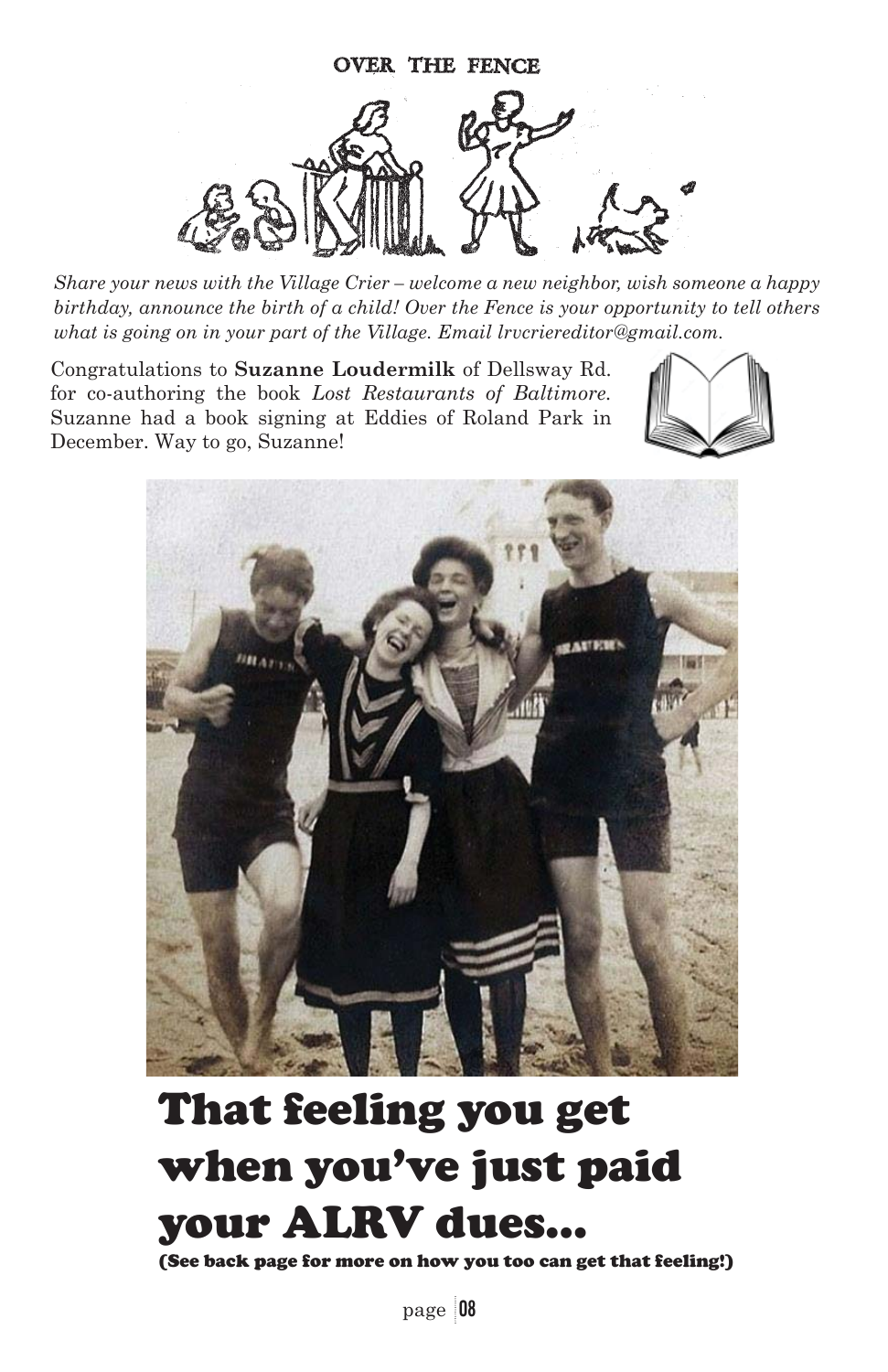## OVER THE FENCE

*Share your news with the Village Crier – welcome a new neighbor, wish someone a happy birthday, announce the birth of a child! Over the Fence is your opportunity to tell others what is going on in your part of the Village. Email lrvcriereditor@gmail.com.*

Congratulations to **Suzanne Loudermilk** of Dellsway Rd. for co-authoring the book *Lost Restaurants of Baltimore*. Suzanne had a book signing at Eddies of Roland Park in December. Way to go, Suzanne!

# That feeling you get when you've just paid your ALRV dues...

**(See back page for more on how you too can get that feeling!)**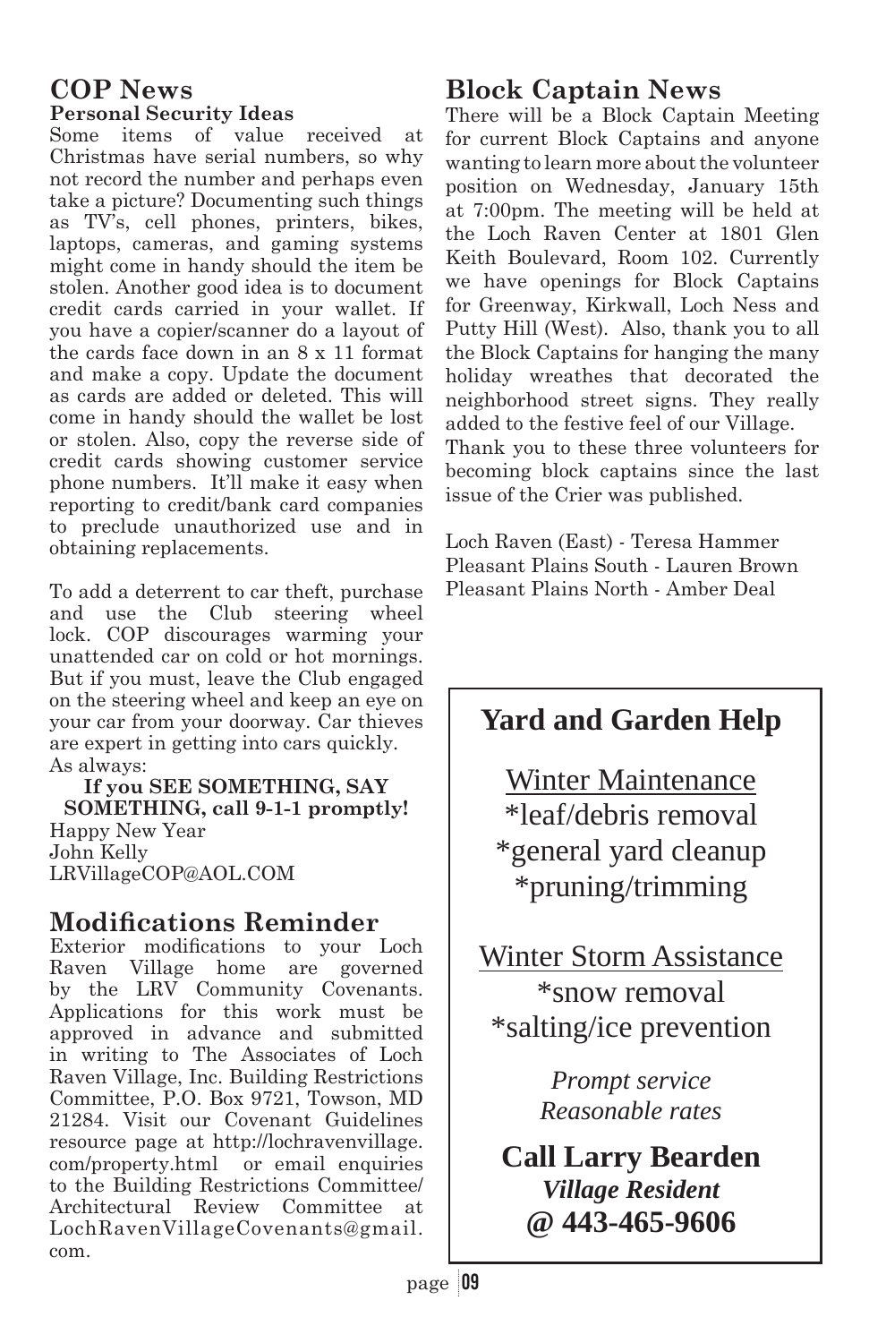## COP News

### Personal Security Ideas

Some items of value received at Christmas have serial numbers, so why not record the number and perhaps even take a picture? Documenting such things as TV's, cell phones, printers, bikes, laptops, cameras, and gaming systems might come in handy should the item be stolen. Another good idea is to document credit cards carried in your wallet. If you have a copier/scanner do a layout of the cards face down in an 8 x 11 format and make a copy. Update the document as cards are added or deleted. This will come in handy should the wallet be lost or stolen. Also, copy the reverse side of credit cards showing customer service phone numbers. It'll make it easy when reporting to credit/bank card companies to preclude unauthorized use and in obtaining replacements.

To add a deterrent to car theft, purchase and use the Club steering wheel lock. COP discourages warming your unattended car on cold or hot mornings. But if you must, leave the Club engaged on the steering wheel and keep an eye on your car from your doorway. Car thieves are expert in getting into cars quickly.

As always:

**If you SEE SOMETHING, SAY SOMETHING, call 9-1-1 promptly!**

Happy New Year
John Kelly
LRVillageCOP@AOL.COM

## Modifications Reminder

Exterior modifications to your Loch Raven Village home are governed by the LRV Community Covenants. Applications for this work must be approved in advance and submitted in writing to The Associates of Loch Raven Village, Inc. Building Restrictions Committee, P.O. Box 9721, Towson, MD 21284. Visit our Covenant Guidelines resource page at http://lochravenvillage.com/property.html or email enquiries to the Building Restrictions Committee/ Architectural Review Committee at LochRavenVillageCovenants@gmail.com.

## Block Captain News

There will be a Block Captain Meeting for current Block Captains and anyone wanting to learn more about the volunteer position on Wednesday, January 15th at 7:00pm. The meeting will be held at the Loch Raven Center at 1801 Glen Keith Boulevard, Room 102. Currently we have openings for Block Captains for Greenway, Kirkwall, Loch Ness and Putty Hill (West). Also, thank you to all the Block Captains for hanging the many holiday wreathes that decorated the neighborhood street signs. They really added to the festive feel of our Village.

Thank you to these three volunteers for becoming block captains since the last issue of the Crier was published.

Loch Raven (East) - Teresa Hammer
Pleasant Plains South - Lauren Brown
Pleasant Plains North - Amber Deal

## Yard and Garden Help

Winter Maintenance
*leaf/debris removal
*general yard cleanup
*pruning/trimming

Winter Storm Assistance
*snow removal
*salting/ice prevention

*Prompt service*
*Reasonable rates*

**Call Larry Bearden**
***Village Resident***
**@ 443-465-9606**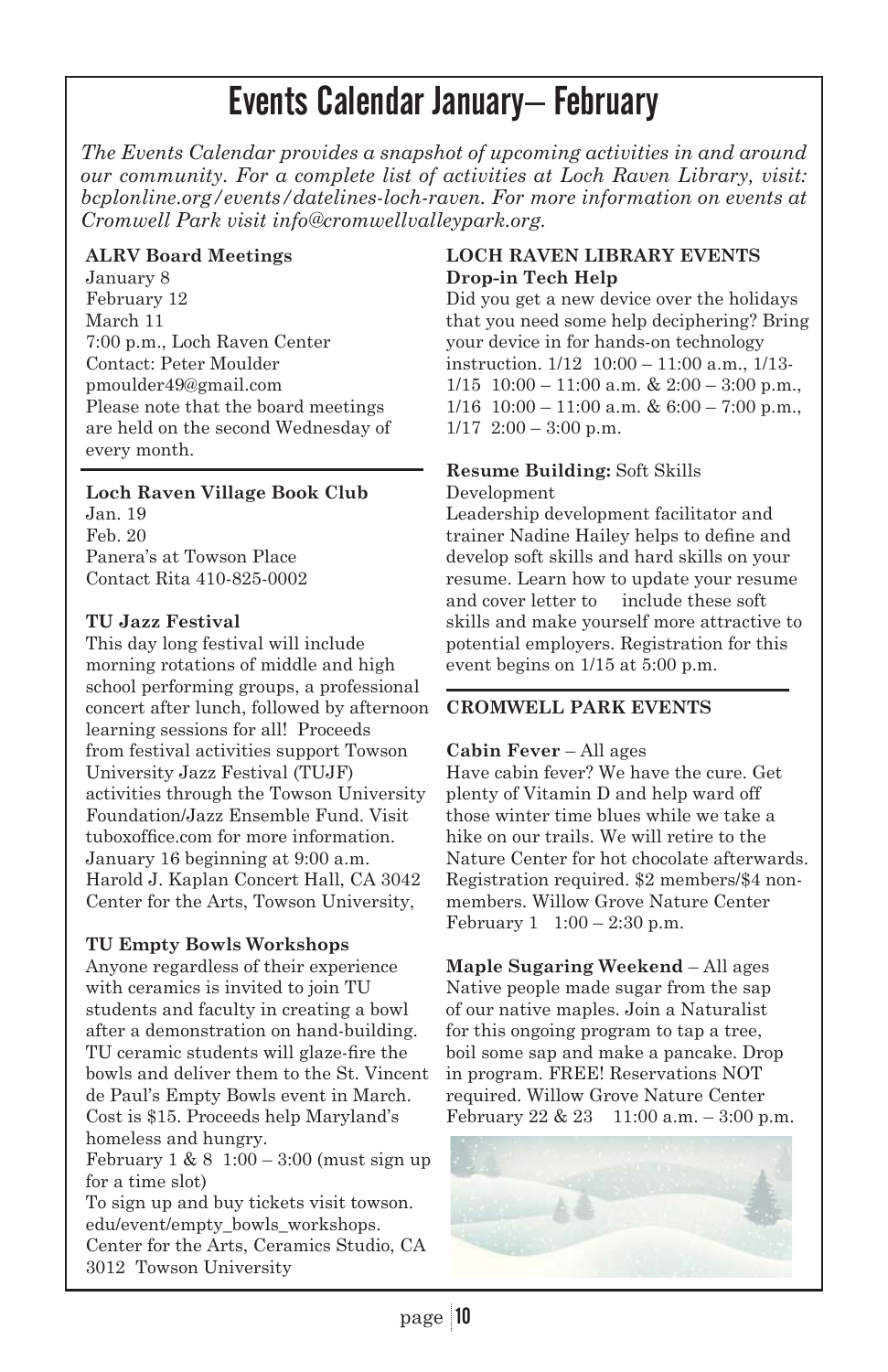# Events Calendar January– February

*The Events Calendar provides a snapshot of upcoming activities in and around our community. For a complete list of activities at Loch Raven Library, visit: bcplonline.org/events/datelines-loch-raven. For more information on events at Cromwell Park visit info@cromwellvalleypark.org.*

**ALRV Board Meetings**
January 8
February 12
March 11
7:00 p.m., Loch Raven Center
Contact: Peter Moulder
pmoulder49@gmail.com
Please note that the board meetings are held on the second Wednesday of every month.

**Loch Raven Village Book Club**
Jan. 19
Feb. 20
Panera's at Towson Place
Contact Rita 410-825-0002

**TU Jazz Festival**
This day long festival will include morning rotations of middle and high school performing groups, a professional concert after lunch, followed by afternoon learning sessions for all! Proceeds from festival activities support Towson University Jazz Festival (TUJF) activities through the Towson University Foundation/Jazz Ensemble Fund. Visit tuboxoffice.com for more information.
January 16 beginning at 9:00 a.m.
Harold J. Kaplan Concert Hall, CA 3042
Center for the Arts, Towson University,

**TU Empty Bowls Workshops**
Anyone regardless of their experience with ceramics is invited to join TU students and faculty in creating a bowl after a demonstration on hand-building. TU ceramic students will glaze-fire the bowls and deliver them to the St. Vincent de Paul's Empty Bowls event in March. Cost is $15. Proceeds help Maryland's homeless and hungry.
February 1 & 8 1:00 – 3:00 (must sign up for a time slot)
To sign up and buy tickets visit towson.edu/event/empty_bowls_workshops.
Center for the Arts, Ceramics Studio, CA 3012 Towson University

**LOCH RAVEN LIBRARY EVENTS**
**Drop-in Tech Help**
Did you get a new device over the holidays that you need some help deciphering? Bring your device in for hands-on technology instruction. 1/12 10:00 – 11:00 a.m., 1/13-1/15 10:00 – 11:00 a.m. & 2:00 – 3:00 p.m., 1/16 10:00 – 11:00 a.m. & 6:00 – 7:00 p.m., 1/17 2:00 – 3:00 p.m.

**Resume Building:** Soft Skills Development
Leadership development facilitator and trainer Nadine Hailey helps to define and develop soft skills and hard skills on your resume. Learn how to update your resume and cover letter to include these soft skills and make yourself more attractive to potential employers. Registration for this event begins on 1/15 at 5:00 p.m.

**CROMWELL PARK EVENTS**

**Cabin Fever** – All ages
Have cabin fever? We have the cure. Get plenty of Vitamin D and help ward off those winter time blues while we take a hike on our trails. We will retire to the Nature Center for hot chocolate afterwards. Registration required. $2 members/$4 non-members. Willow Grove Nature Center
February 1 1:00 – 2:30 p.m.

**Maple Sugaring Weekend** – All ages
Native people made sugar from the sap of our native maples. Join a Naturalist for this ongoing program to tap a tree, boil some sap and make a pancake. Drop in program. FREE! Reservations NOT required. Willow Grove Nature Center
February 22 & 23 11:00 a.m. – 3:00 p.m.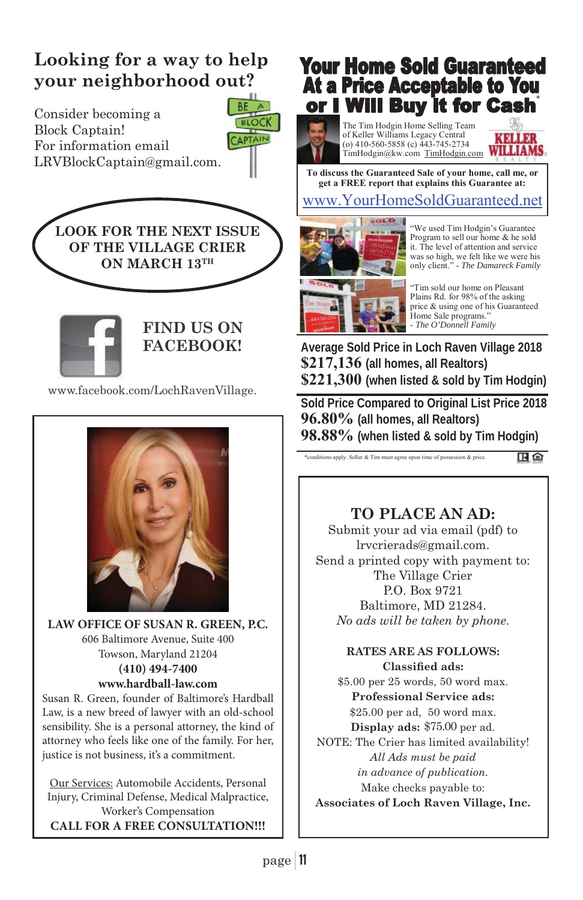## Looking for a way to help your neighborhood out?

Consider becoming a Block Captain!
For information email LRVBlockCaptain@gmail.com.

BE A BLOCK CAPTAIN

**LOOK FOR THE NEXT ISSUE OF THE VILLAGE CRIER ON MARCH 13TH**

**FIND US ON FACEBOOK!**

www.facebook.com/LochRavenVillage.

**LAW OFFICE OF SUSAN R. GREEN, P.C.**
606 Baltimore Avenue, Suite 400
Towson, Maryland 21204
**(410) 494-7400**
**www.hardball-law.com**

Susan R. Green, founder of Baltimore's Hardball Law, is a new breed of lawyer with an old-school sensibility. She is a personal attorney, the kind of attorney who feels like one of the family. For her, justice is not business, it's a commitment.

Our Services: Automobile Accidents, Personal Injury, Criminal Defense, Medical Malpractice, Worker's Compensation

**CALL FOR A FREE CONSULTATION!!!**

# Your Home Sold Guaranteed At a Price Acceptable to You or I Will Buy It for Cash*

The Tim Hodgin Home Selling Team
of Keller Williams Legacy Central
(o) 410-560-5858 (c) 443-745-2734
TimHodgin@kw.com TimHodgin.com

KELLER WILLIAMS REALTY

**To discuss the Guaranteed Sale of your home, call me, or get a FREE report that explains this Guarantee at:**

www.YourHomeSoldGuaranteed.net

"We used Tim Hodgin's Guarantee Program to sell our home & he sold it. The level of attention and service was so high, we felt like we were his only client." - *The Damareck Family*

"Tim sold our home on Pleasant Plains Rd. for 98% of the asking price & using one of his Guaranteed Home Sale programs."
- *The O'Donnell Family*

**Average Sold Price in Loch Raven Village 2018**
**$217,136** (all homes, all Realtors)
**$221,300** (when listed & sold by Tim Hodgin)

**Sold Price Compared to Original List Price 2018**
**96.80%** (all homes, all Realtors)
**98.88%** (when listed & sold by Tim Hodgin)

*conditions apply. Seller & Tim must agree upon time of possession & price.

## TO PLACE AN AD:

Submit your ad via email (pdf) to lrvcrierads@gmail.com.
Send a printed copy with payment to:
The Village Crier
P.O. Box 9721
Baltimore, MD 21284.
*No ads will be taken by phone.*

**RATES ARE AS FOLLOWS:**

**Classified ads:**
$5.00 per 25 words, 50 word max.

**Professional Service ads:**
$25.00 per ad, 50 word max.

**Display ads:** $75.00 per ad.

NOTE: The Crier has limited availability!
*All Ads must be paid in advance of publication.*
Make checks payable to:
**Associates of Loch Raven Village, Inc.**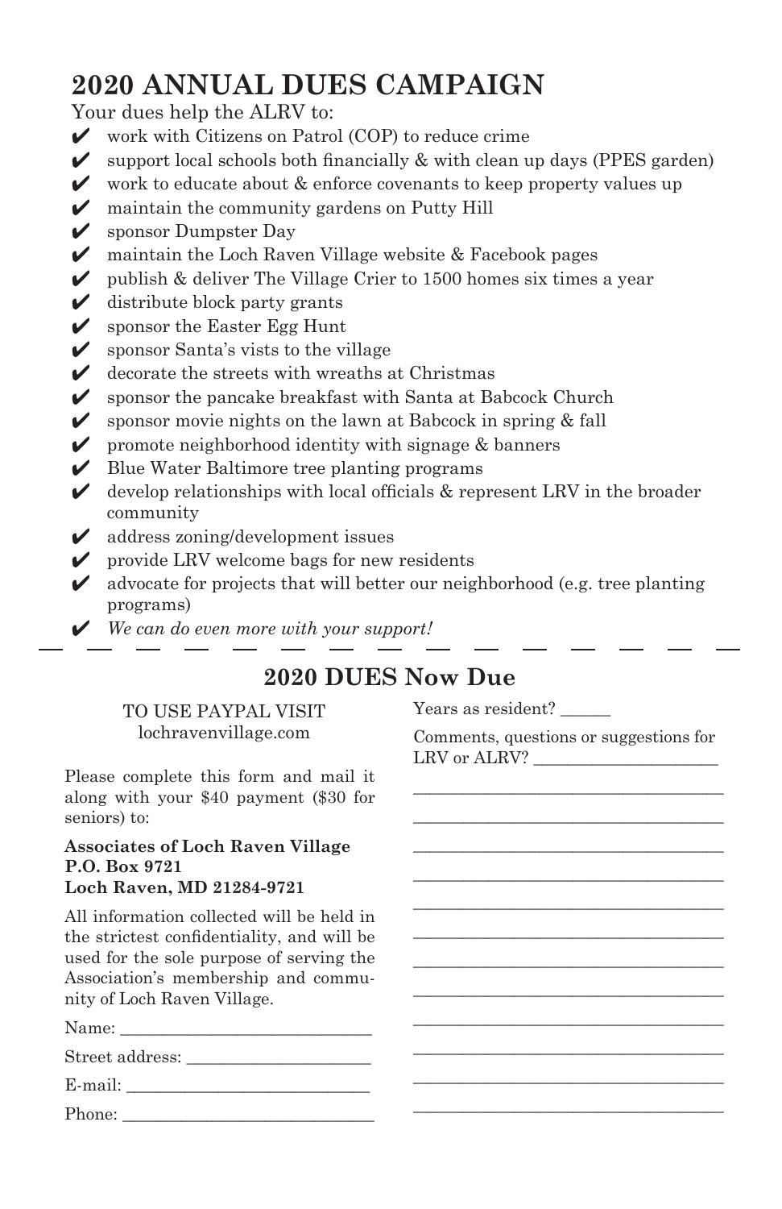# 2020 ANNUAL DUES CAMPAIGN

Your dues help the ALRV to:

- ✔ work with Citizens on Patrol (COP) to reduce crime
- ✔ support local schools both financially & with clean up days (PPES garden)
- ✔ work to educate about & enforce covenants to keep property values up
- ✔ maintain the community gardens on Putty Hill
- ✔ sponsor Dumpster Day
- ✔ maintain the Loch Raven Village website & Facebook pages
- ✔ publish & deliver The Village Crier to 1500 homes six times a year
- ✔ distribute block party grants
- ✔ sponsor the Easter Egg Hunt
- ✔ sponsor Santa's vists to the village
- ✔ decorate the streets with wreaths at Christmas
- ✔ sponsor the pancake breakfast with Santa at Babcock Church
- ✔ sponsor movie nights on the lawn at Babcock in spring & fall
- ✔ promote neighborhood identity with signage & banners
- ✔ Blue Water Baltimore tree planting programs
- ✔ develop relationships with local officials & represent LRV in the broader community
- ✔ address zoning/development issues
- ✔ provide LRV welcome bags for new residents
- ✔ advocate for projects that will better our neighborhood (e.g. tree planting programs)
- ✔ *We can do even more with your support!*

---

## 2020 DUES Now Due

TO USE PAYPAL VISIT
lochravenvillage.com

Please complete this form and mail it along with your $40 payment ($30 for seniors) to:

**Associates of Loch Raven Village**
**P.O. Box 9721**
**Loch Raven, MD 21284-9721**

All information collected will be held in the strictest confidentiality, and will be used for the sole purpose of serving the Association's membership and community of Loch Raven Village.

Name: ____________________________

Street address: ____________________

E-mail: ___________________________

Phone: ____________________________

Years as resident? ______

Comments, questions or suggestions for LRV or ALRV? ______________________

____________________________________

____________________________________

____________________________________

____________________________________

____________________________________

____________________________________

____________________________________

____________________________________

____________________________________

____________________________________

____________________________________

____________________________________